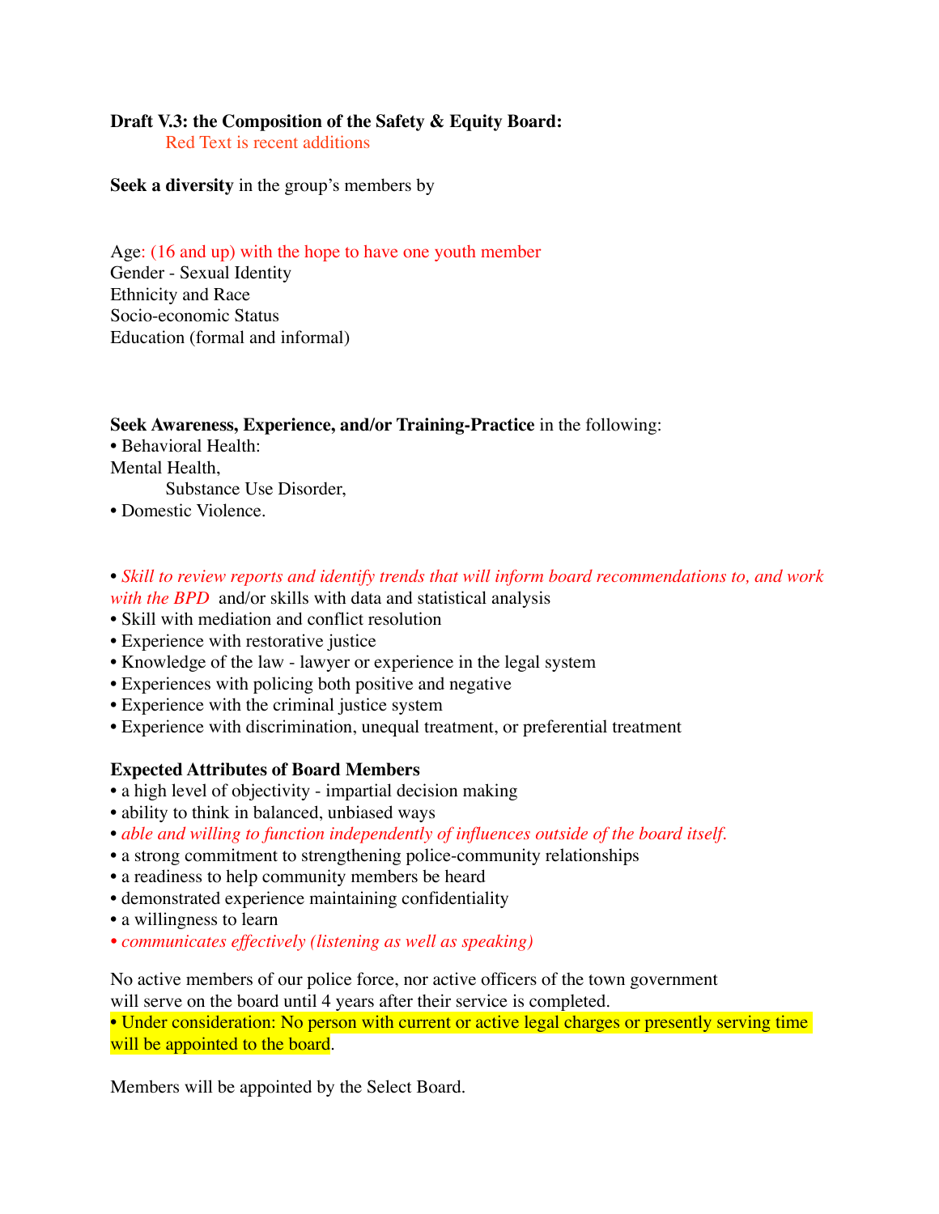**Draft V.3: the Composition of the Safety & Equity Board:**

Red Text is recent additions

**Seek a diversity** in the group's members by

Age: (16 and up) with the hope to have one youth member
Gender - Sexual Identity
Ethnicity and Race
Socio-economic Status
Education (formal and informal)

**Seek Awareness, Experience, and/or Training-Practice** in the following:

- Behavioral Health:
  - Mental Health,
  - Substance Use Disorder,
- Domestic Violence.

- *Skill to review reports and identify trends that will inform board recommendations to, and work with the BPD* and/or skills with data and statistical analysis
- Skill with mediation and conflict resolution
- Experience with restorative justice
- Knowledge of the law - lawyer or experience in the legal system
- Experiences with policing both positive and negative
- Experience with the criminal justice system
- Experience with discrimination, unequal treatment, or preferential treatment

**Expected Attributes of Board Members**

- a high level of objectivity - impartial decision making
- ability to think in balanced, unbiased ways
- *able and willing to function independently of influences outside of the board itself.*
- a strong commitment to strengthening police-community relationships
- a readiness to help community members be heard
- demonstrated experience maintaining confidentiality
- a willingness to learn
- *communicates effectively (listening as well as speaking)*

No active members of our police force, nor active officers of the town government will serve on the board until 4 years after their service is completed.

- Under consideration: No person with current or active legal charges or presently serving time will be appointed to the board.

Members will be appointed by the Select Board.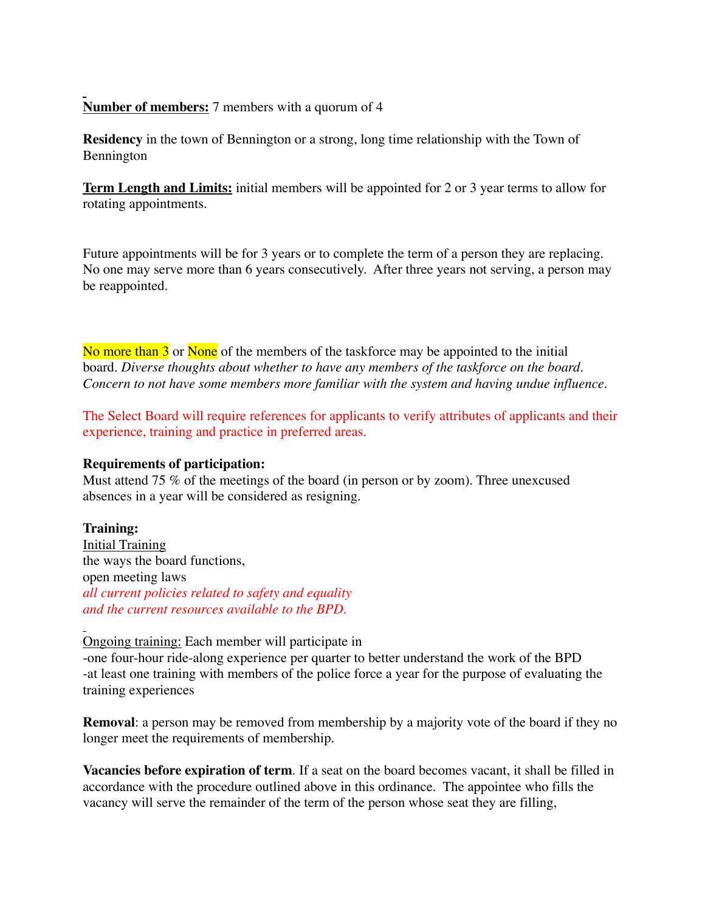**Number of members:** 7 members with a quorum of 4

**Residency** in the town of Bennington or a strong, long time relationship with the Town of Bennington

**Term Length and Limits:** initial members will be appointed for 2 or 3 year terms to allow for rotating appointments.

Future appointments will be for 3 years or to complete the term of a person they are replacing. No one may serve more than 6 years consecutively. After three years not serving, a person may be reappointed.

No more than 3 or None of the members of the taskforce may be appointed to the initial board. *Diverse thoughts about whether to have any members of the taskforce on the board. Concern to not have some members more familiar with the system and having undue influence.*

The Select Board will require references for applicants to verify attributes of applicants and their experience, training and practice in preferred areas.

**Requirements of participation:**
Must attend 75 % of the meetings of the board (in person or by zoom). Three unexcused absences in a year will be considered as resigning.

**Training:**
Initial Training
the ways the board functions,
open meeting laws
*all current policies related to safety and equality*
*and the current resources available to the BPD.*

Ongoing training: Each member will participate in
-one four-hour ride-along experience per quarter to better understand the work of the BPD
-at least one training with members of the police force a year for the purpose of evaluating the training experiences

**Removal**: a person may be removed from membership by a majority vote of the board if they no longer meet the requirements of membership.

**Vacancies before expiration of term**. If a seat on the board becomes vacant, it shall be filled in accordance with the procedure outlined above in this ordinance. The appointee who fills the vacancy will serve the remainder of the term of the person whose seat they are filling,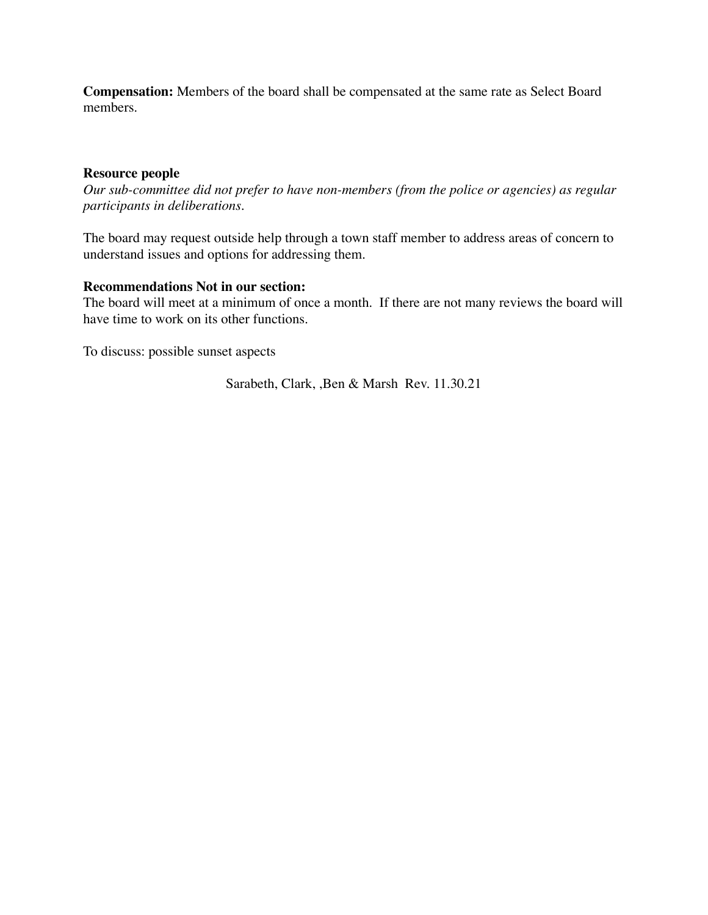**Compensation:** Members of the board shall be compensated at the same rate as Select Board members.

**Resource people**

*Our sub-committee did not prefer to have non-members (from the police or agencies) as regular participants in deliberations.*

The board may request outside help through a town staff member to address areas of concern to understand issues and options for addressing them.

**Recommendations Not in our section:**

The board will meet at a minimum of once a month. If there are not many reviews the board will have time to work on its other functions.

To discuss: possible sunset aspects

Sarabeth, Clark, ,Ben & Marsh Rev. 11.30.21